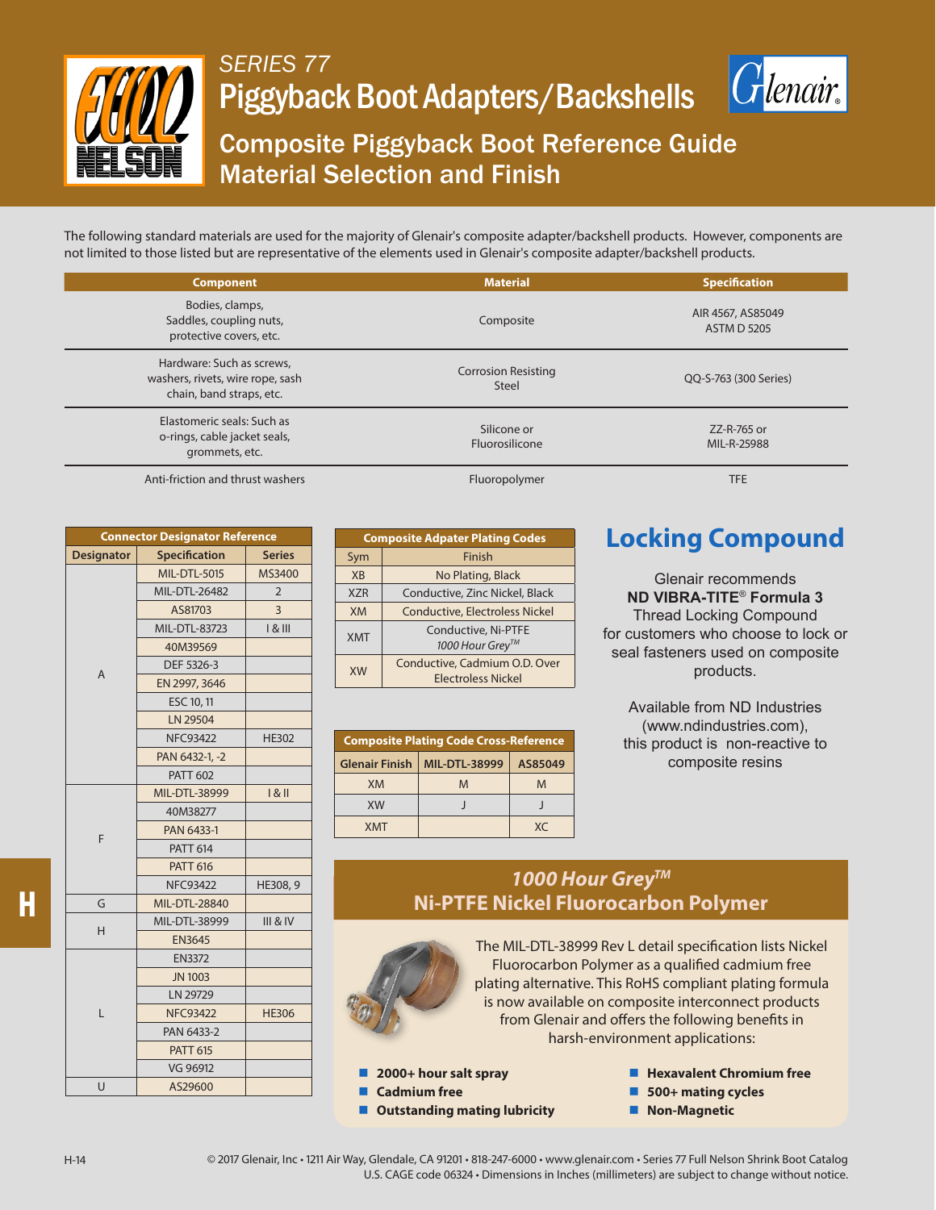# SERIES 77

# Piggyback Boot Adapters/Backshells

## Composite Piggyback Boot Reference Guide
## Material Selection and Finish

The following standard materials are used for the majority of Glenair's composite adapter/backshell products. However, components are not limited to those listed but are representative of the elements used in Glenair's composite adapter/backshell products.

| Component | Material | Specification |
|---|---|---|
| Bodies, clamps, Saddles, coupling nuts, protective covers, etc. | Composite | AIR 4567, AS85049 ASTM D 5205 |
| Hardware: Such as screws, washers, rivets, wire rope, sash chain, band straps, etc. | Corrosion Resisting Steel | QQ-S-763 (300 Series) |
| Elastomeric seals: Such as o-rings, cable jacket seals, grommets, etc. | Silicone or Fluorosilicone | ZZ-R-765 or MIL-R-25988 |
| Anti-friction and thrust washers | Fluoropolymer | TFE |

**Connector Designator Reference**

| Designator | Specification | Series |
|---|---|---|
| A | MIL-DTL-5015 | MS3400 |
| | MIL-DTL-26482 | 2 |
| | AS81703 | 3 |
| | MIL-DTL-83723 | I & III |
| | 40M39569 | |
| | DEF 5326-3 | |
| | EN 2997, 3646 | |
| | ESC 10, 11 | |
| | LN 29504 | |
| | NFC93422 | HE302 |
| | PAN 6432-1, -2 | |
| | PATT 602 | |
| F | MIL-DTL-38999 | I & II |
| | 40M38277 | |
| | PAN 6433-1 | |
| | PATT 614 | |
| | PATT 616 | |
| | NFC93422 | HE308, 9 |
| G | MIL-DTL-28840 | |
| H | MIL-DTL-38999 | III & IV |
| | EN3645 | |
| L | EN3372 | |
| | JN 1003 | |
| | LN 29729 | |
| | NFC93422 | HE306 |
| | PAN 6433-2 | |
| | PATT 615 | |
| | VG 96912 | |
| U | AS29600 | |

**Composite Adapter Plating Codes**

| Sym | Finish |
|---|---|
| XB | No Plating, Black |
| XZR | Conductive, Zinc Nickel, Black |
| XM | Conductive, Electroless Nickel |
| XMT | Conductive, Ni-PTFE *1000 Hour Grey™* |
| XW | Conductive, Cadmium O.D. Over Electroless Nickel |

**Composite Plating Code Cross-Reference**

| Glenair Finish | MIL-DTL-38999 | AS85049 |
|---|---|---|
| XM | M | M |
| XW | J | J |
| XMT | | XC |

## Locking Compound

Glenair recommends **ND VIBRA-TITE® Formula 3** Thread Locking Compound for customers who choose to lock or seal fasteners used on composite products.

Available from ND Industries (www.ndindustries.com), this product is non-reactive to composite resins

## *1000 Hour Grey™*
## Ni-PTFE Nickel Fluorocarbon Polymer

The MIL-DTL-38999 Rev L detail specification lists Nickel Fluorocarbon Polymer as a qualified cadmium free plating alternative. This RoHS compliant plating formula is now available on composite interconnect products from Glenair and offers the following benefits in harsh-environment applications:

- **2000+ hour salt spray**
- **Cadmium free**
- **Outstanding mating lubricity**
- **Hexavalent Chromium free**
- **500+ mating cycles**
- **Non-Magnetic**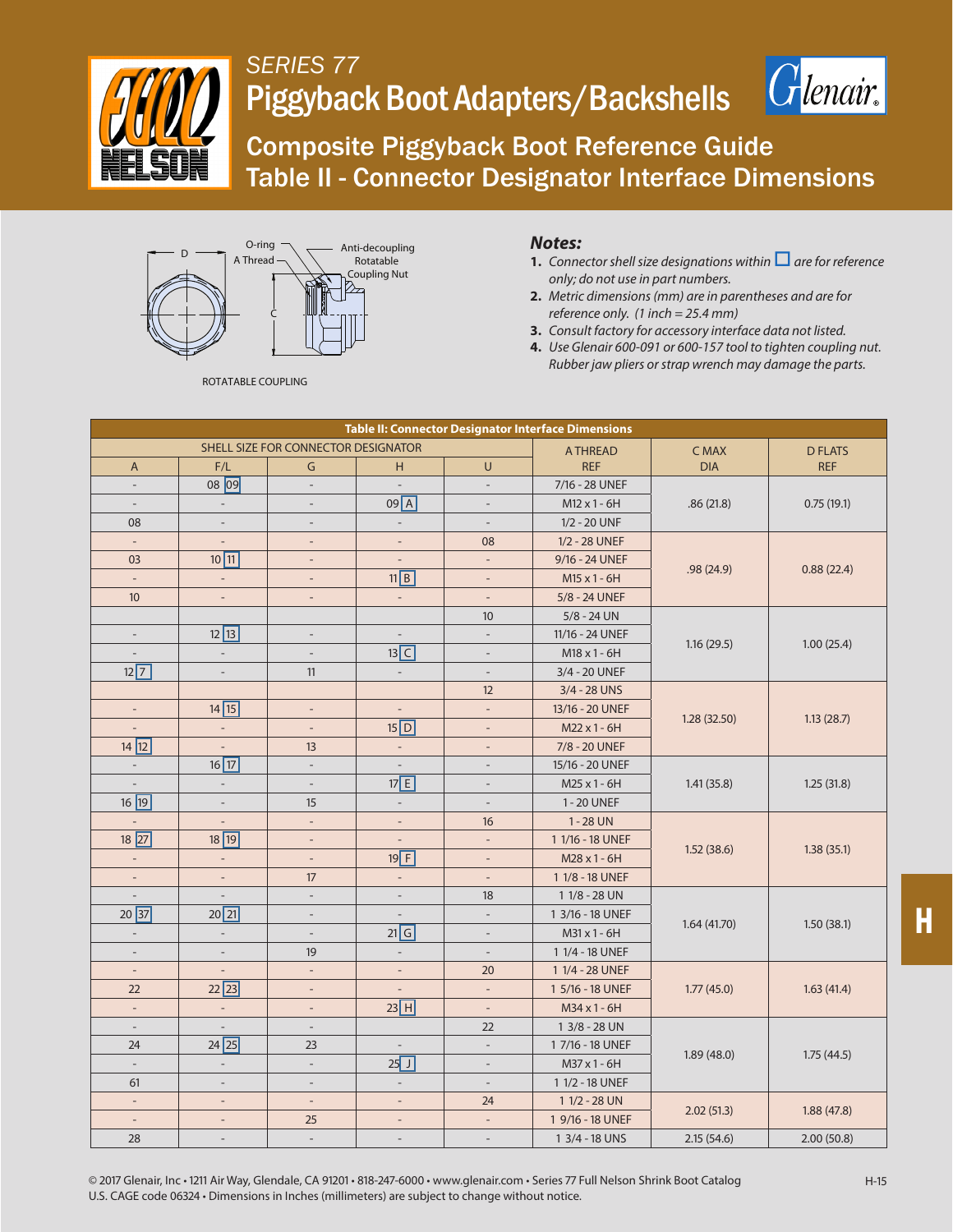# SERIES 77

# Piggyback Boot Adapters/Backshells

## Composite Piggyback Boot Reference Guide
## Table II - Connector Designator Interface Dimensions

D

O-ring

A Thread

Anti-decoupling Rotatable Coupling Nut

C

ROTATABLE COUPLING

### Notes:

1. *Connector shell size designations within ☐ are for reference only; do not use in part numbers.*
2. *Metric dimensions (mm) are in parentheses and are for reference only. (1 inch = 25.4 mm)*
3. *Consult factory for accessory interface data not listed.*
4. *Use Glenair 600-091 or 600-157 tool to tighten coupling nut. Rubber jaw pliers or strap wrench may damage the parts.*

**Table II: Connector Designator Interface Dimensions**

| SHELL SIZE FOR CONNECTOR DESIGNATOR | | | | | A THREAD | C MAX | D FLATS |
|---|---|---|---|---|---|---|---|
| A | F/L | G | H | U | REF | DIA | REF |
| - | 08 [09] | - | - | - | 7/16 - 28 UNEF | .86 (21.8) | 0.75 (19.1) |
| - | - | - | 09 [A] | - | M12 x 1 - 6H | | |
| 08 | - | - | - | - | 1/2 - 20 UNF | | |
| - | - | - | - | 08 | 1/2 - 28 UNEF | .98 (24.9) | 0.88 (22.4) |
| 03 | 10 [11] | - | - | - | 9/16 - 24 UNEF | | |
| - | - | - | 11 [B] | - | M15 x 1 - 6H | | |
| 10 | - | - | - | - | 5/8 - 24 UNEF | | |
| | | | | 10 | 5/8 - 24 UN | 1.16 (29.5) | 1.00 (25.4) |
| - | 12 [13] | - | - | - | 11/16 - 24 UNEF | | |
| - | - | - | 13 [C] | - | M18 x 1 - 6H | | |
| 12 [7] | - | 11 | - | - | 3/4 - 20 UNEF | | |
| | | | | 12 | 3/4 - 28 UNS | 1.28 (32.50) | 1.13 (28.7) |
| - | 14 [15] | - | - | - | 13/16 - 20 UNEF | | |
| - | - | - | 15 [D] | - | M22 x 1 - 6H | | |
| 14 [12] | - | 13 | - | - | 7/8 - 20 UNEF | | |
| - | 16 [17] | - | - | - | 15/16 - 20 UNEF | 1.41 (35.8) | 1.25 (31.8) |
| - | - | - | 17 [E] | - | M25 x 1 - 6H | | |
| 16 [19] | - | 15 | - | - | 1 - 20 UNEF | | |
| - | - | - | - | 16 | 1 - 28 UN | 1.52 (38.6) | 1.38 (35.1) |
| 18 [27] | 18 [19] | - | - | - | 1 1/16 - 18 UNEF | | |
| - | - | - | 19 [F] | - | M28 x 1 - 6H | | |
| - | - | 17 | - | - | 1 1/8 - 18 UNEF | | |
| - | - | - | - | 18 | 1 1/8 - 28 UN | 1.64 (41.70) | 1.50 (38.1) |
| 20 [37] | 20 [21] | - | - | - | 1 3/16 - 18 UNEF | | |
| - | - | - | 21 [G] | - | M31 x 1 - 6H | | |
| - | - | 19 | - | - | 1 1/4 - 18 UNEF | | |
| - | - | - | - | 20 | 1 1/4 - 28 UNEF | 1.77 (45.0) | 1.63 (41.4) |
| 22 | 22 [23] | - | - | - | 1 5/16 - 18 UNEF | | |
| - | - | - | 23 [H] | - | M34 x 1 - 6H | | |
| - | - | - | | 22 | 1 3/8 - 28 UN | 1.89 (48.0) | 1.75 (44.5) |
| 24 | 24 [25] | 23 | - | - | 1 7/16 - 18 UNEF | | |
| - | - | - | 25 [J] | - | M37 x 1 - 6H | | |
| 61 | - | - | - | - | 1 1/2 - 18 UNEF | | |
| - | - | - | - | 24 | 1 1/2 - 28 UN | 2.02 (51.3) | 1.88 (47.8) |
| - | - | 25 | - | - | 1 9/16 - 18 UNEF | | |
| 28 | - | - | - | - | 1 3/4 - 18 UNS | 2.15 (54.6) | 2.00 (50.8) |

H

© 2017 Glenair, Inc • 1211 Air Way, Glendale, CA 91201 • 818-247-6000 • www.glenair.com • Series 77 Full Nelson Shrink Boot Catalog
U.S. CAGE code 06324 • Dimensions in Inches (millimeters) are subject to change without notice.